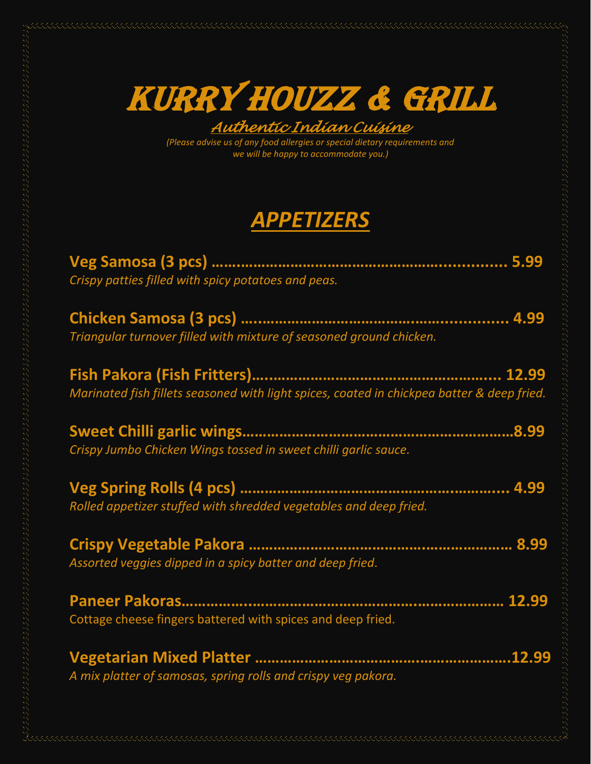# KURRY HOUZZ & GRILL

***Authentic Indian Cuisine***

*(Please advise us of any food allergies or special dietary requirements and we will be happy to accommodate you.)*

## ***APPETIZERS***

**Veg Samosa (3 pcs) ………………………………………………………….. 5.99**
*Crispy patties filled with spicy potatoes and peas.*

**Chicken Samosa (3 pcs) …...………………………………………….......... 4.99**
*Triangular turnover filled with mixture of seasoned ground chicken.*

**Fish Pakora (Fish Fritters)….……………………………………………... 12.99**
*Marinated fish fillets seasoned with light spices, coated in chickpea batter & deep fried.*

**Sweet Chilli garlic wings…………………………………………………………8.99**
*Crispy Jumbo Chicken Wings tossed in sweet chilli garlic sauce.*

**Veg Spring Rolls (4 pcs) ………………………………………………….... 4.99**
*Rolled appetizer stuffed with shredded vegetables and deep fried.*

**Crispy Vegetable Pakora …………………………………………………… 8.99**
*Assorted veggies dipped in a spicy batter and deep fried.*

**Paneer Pakoras………………………………………………………………… 12.99**
Cottage cheese fingers battered with spices and deep fried.

**Vegetarian Mixed Platter …………………………………………………….12.99**
*A mix platter of samosas, spring rolls and crispy veg pakora.*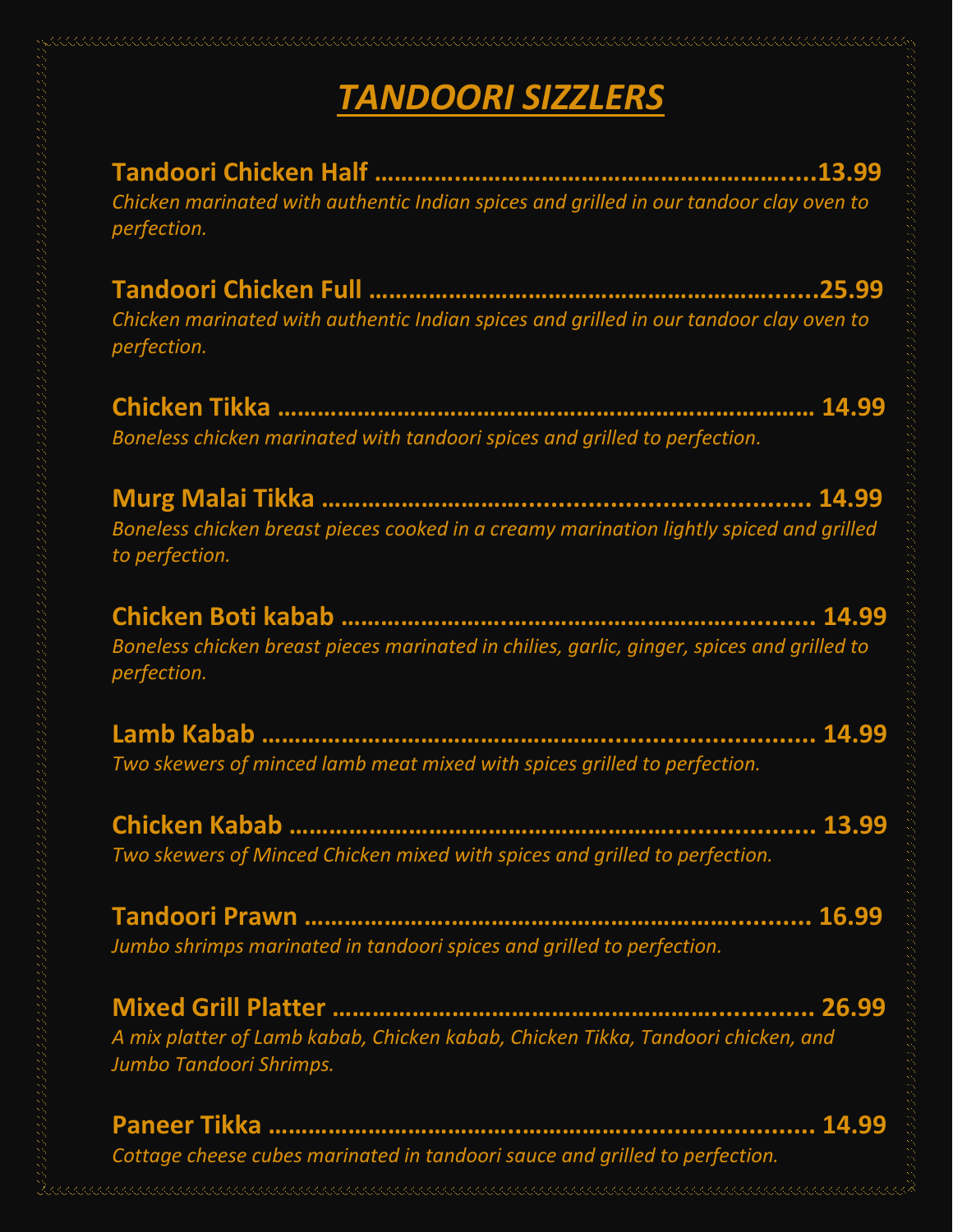# *TANDOORI SIZZLERS*

**Tandoori Chicken Half ..........................................................13.99**
*Chicken marinated with authentic Indian spices and grilled in our tandoor clay oven to perfection.*

**Tandoori Chicken Full ............................................................25.99**
*Chicken marinated with authentic Indian spices and grilled in our tandoor clay oven to perfection.*

**Chicken Tikka ....................................................................... 14.99**
*Boneless chicken marinated with tandoori spices and grilled to perfection.*

**Murg Malai Tikka ................................................................. 14.99**
*Boneless chicken breast pieces cooked in a creamy marination lightly spiced and grilled to perfection.*

**Chicken Boti kabab ............................................................... 14.99**
*Boneless chicken breast pieces marinated in chilies, garlic, ginger, spices and grilled to perfection.*

**Lamb Kabab ........................................................................... 14.99**
*Two skewers of minced lamb meat mixed with spices grilled to perfection.*

**Chicken Kabab ....................................................................... 13.99**
*Two skewers of Minced Chicken mixed with spices and grilled to perfection.*

**Tandoori Prawn ..................................................................... 16.99**
*Jumbo shrimps marinated in tandoori spices and grilled to perfection.*

**Mixed Grill Platter ................................................................. 26.99**
*A mix platter of Lamb kabab, Chicken kabab, Chicken Tikka, Tandoori chicken, and Jumbo Tandoori Shrimps.*

**Paneer Tikka .......................................................................... 14.99**
*Cottage cheese cubes marinated in tandoori sauce and grilled to perfection.*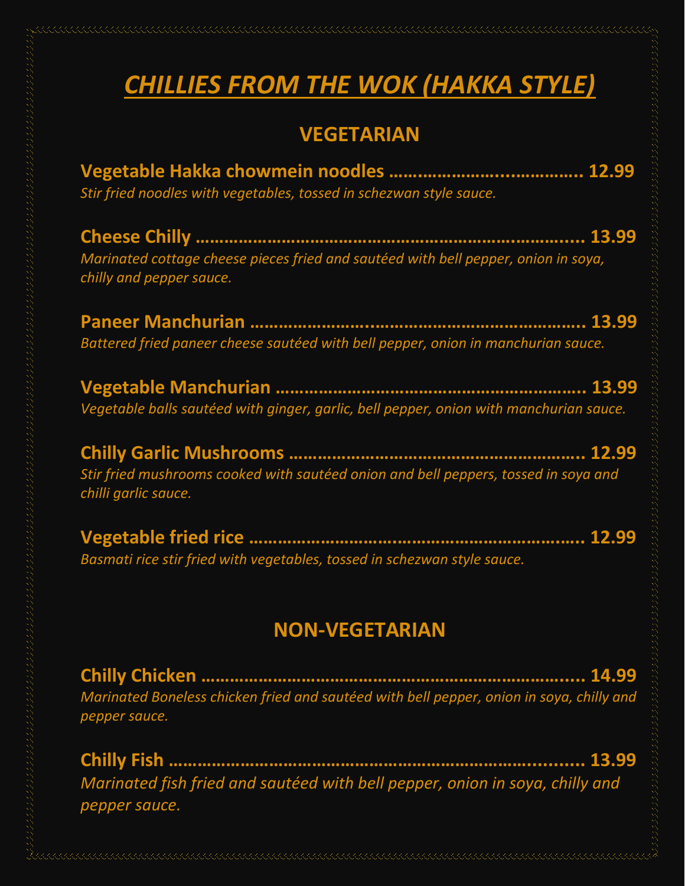# *CHILLIES FROM THE WOK (HAKKA STYLE)*

## VEGETARIAN

**Vegetable Hakka chowmein noodles …………………..…………… 12.99**
*Stir fried noodles with vegetables, tossed in schezwan style sauce.*

**Cheese Chilly ……………………………………………………….….... 13.99**
*Marinated cottage cheese pieces fried and sautéed with bell pepper, onion in soya, chilly and pepper sauce.*

**Paneer Manchurian ………………...……………………………………. 13.99**
*Battered fried paneer cheese sautéed with bell pepper, onion in manchurian sauce.*

**Vegetable Manchurian ……………………………………………………. 13.99**
*Vegetable balls sautéed with ginger, garlic, bell pepper, onion with manchurian sauce.*

**Chilly Garlic Mushrooms …………………………………………….. 12.99**
*Stir fried mushrooms cooked with sautéed onion and bell peppers, tossed in soya and chilli garlic sauce.*

**Vegetable fried rice ……………………………………………………... 12.99**
*Basmati rice stir fried with vegetables, tossed in schezwan style sauce.*

## NON-VEGETARIAN

**Chilly Chicken ……………………………………………………….….... 14.99**
*Marinated Boneless chicken fried and sautéed with bell pepper, onion in soya, chilly and pepper sauce.*

**Chilly Fish ……………………………………………………………......... 13.99**
*Marinated fish fried and sautéed with bell pepper, onion in soya, chilly and pepper sauce.*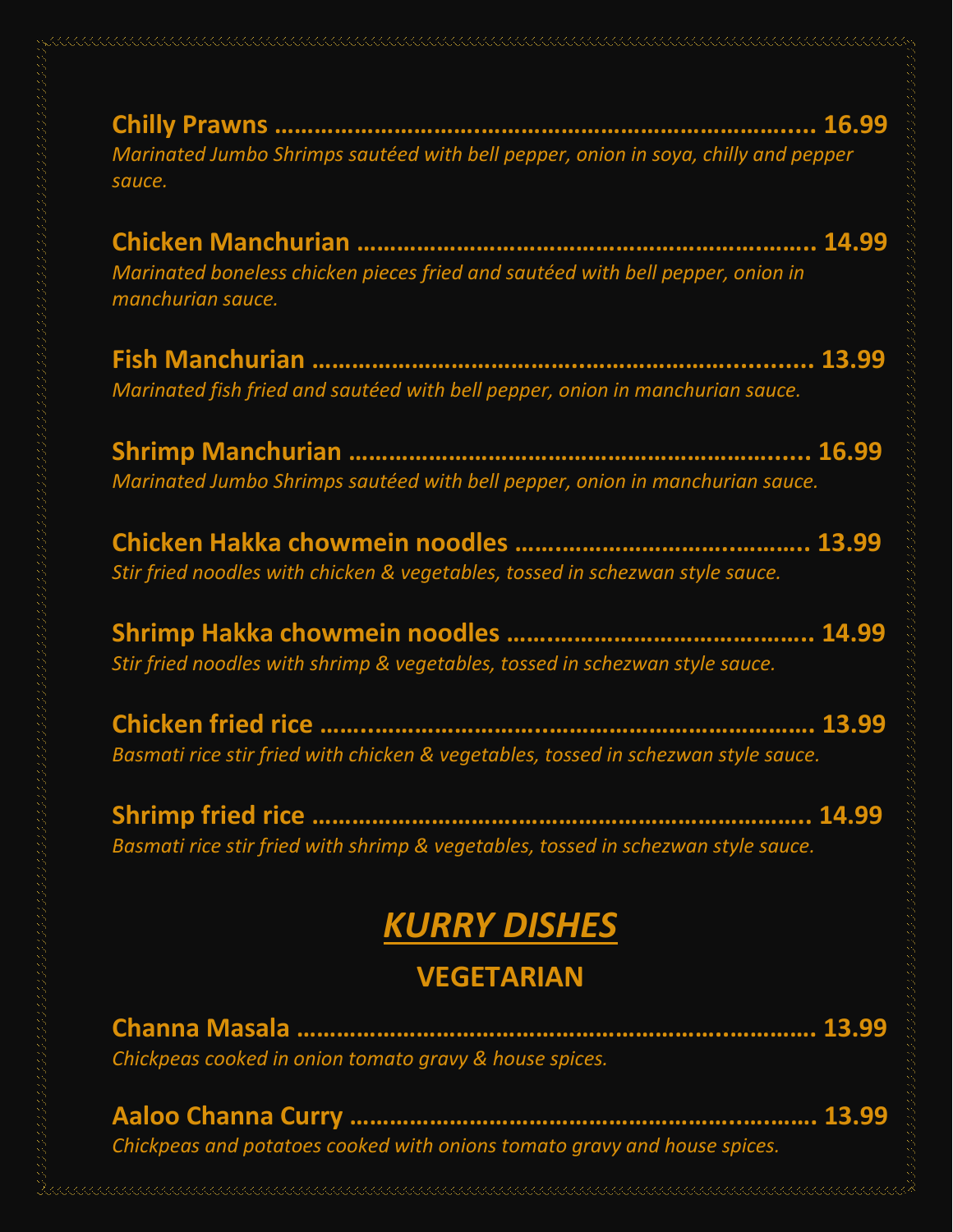**Chilly Prawns ........................................................................... 16.99**
*Marinated Jumbo Shrimps sautéed with bell pepper, onion in soya, chilly and pepper sauce.*

**Chicken Manchurian ................................................................. 14.99**
*Marinated boneless chicken pieces fried and sautéed with bell pepper, onion in manchurian sauce.*

**Fish Manchurian ....................................................................... 13.99**
*Marinated fish fried and sautéed with bell pepper, onion in manchurian sauce.*

**Shrimp Manchurian ................................................................... 16.99**
*Marinated Jumbo Shrimps sautéed with bell pepper, onion in manchurian sauce.*

**Chicken Hakka chowmein noodles ........................................... 13.99**
*Stir fried noodles with chicken & vegetables, tossed in schezwan style sauce.*

**Shrimp Hakka chowmein noodles ............................................. 14.99**
*Stir fried noodles with shrimp & vegetables, tossed in schezwan style sauce.*

**Chicken fried rice ........................................................................ 13.99**
*Basmati rice stir fried with chicken & vegetables, tossed in schezwan style sauce.*

**Shrimp fried rice .......................................................................... 14.99**
*Basmati rice stir fried with shrimp & vegetables, tossed in schezwan style sauce.*

# *KURRY DISHES*

## VEGETARIAN

**Channa Masala ............................................................................ 13.99**
*Chickpeas cooked in onion tomato gravy & house spices.*

**Aaloo Channa Curry .................................................................... 13.99**
*Chickpeas and potatoes cooked with onions tomato gravy and house spices.*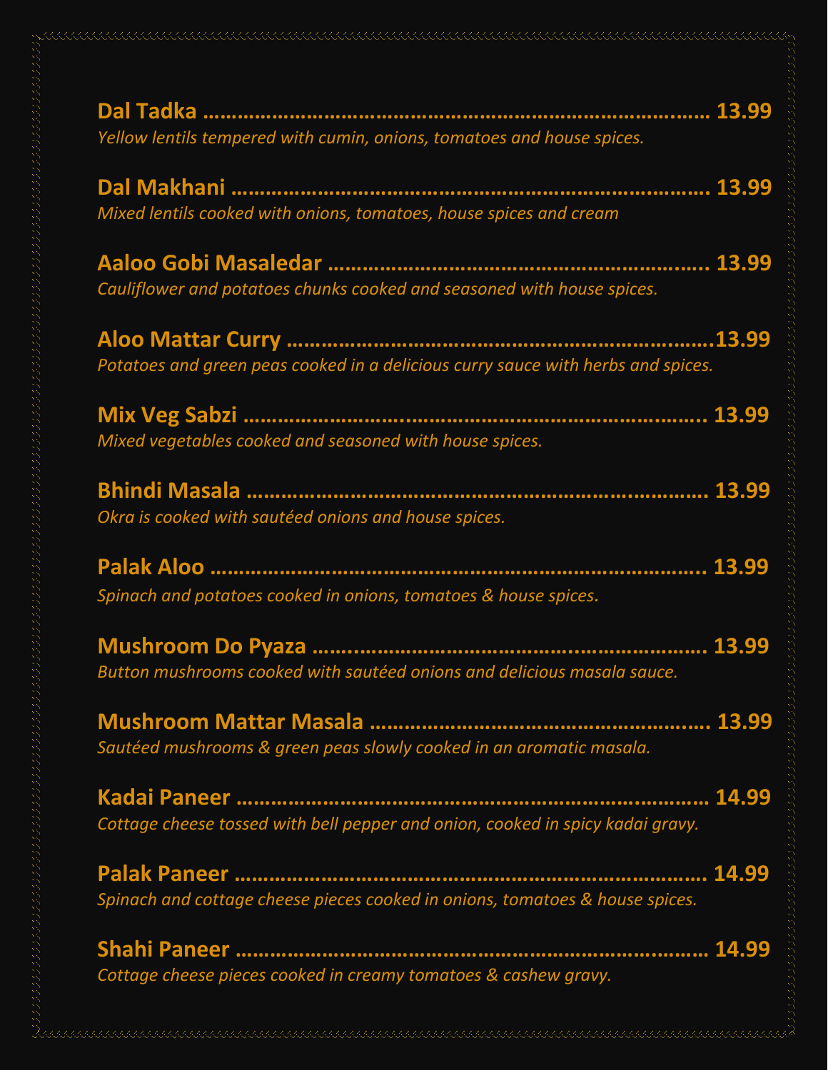**Dal Tadka** ........................................................................................ **13.99**
*Yellow lentils tempered with cumin, onions, tomatoes and house spices.*

**Dal Makhani** .................................................................................... **13.99**
*Mixed lentils cooked with onions, tomatoes, house spices and cream*

**Aaloo Gobi Masaledar** ....................................................................... **13.99**
*Cauliflower and potatoes chunks cooked and seasoned with house spices.*

**Aloo Mattar Curry** .............................................................................**13.99**
*Potatoes and green peas cooked in a delicious curry sauce with herbs and spices.*

**Mix Veg Sabzi** ................................................................................... **13.99**
*Mixed vegetables cooked and seasoned with house spices.*

**Bhindi Masala** .................................................................................. **13.99**
*Okra is cooked with sautéed onions and house spices.*

**Palak Aloo** ........................................................................................ **13.99**
*Spinach and potatoes cooked in onions, tomatoes & house spices.*

**Mushroom Do Pyaza** ........................................................................ **13.99**
*Button mushrooms cooked with sautéed onions and delicious masala sauce.*

**Mushroom Mattar Masala** ................................................................ **13.99**
*Sautéed mushrooms & green peas slowly cooked in an aromatic masala.*

**Kadai Paneer** ................................................................................... **14.99**
*Cottage cheese tossed with bell pepper and onion, cooked in spicy kadai gravy.*

**Palak Paneer** ................................................................................... **14.99**
*Spinach and cottage cheese pieces cooked in onions, tomatoes & house spices.*

**Shahi Paneer** ................................................................................... **14.99**
*Cottage cheese pieces cooked in creamy tomatoes & cashew gravy.*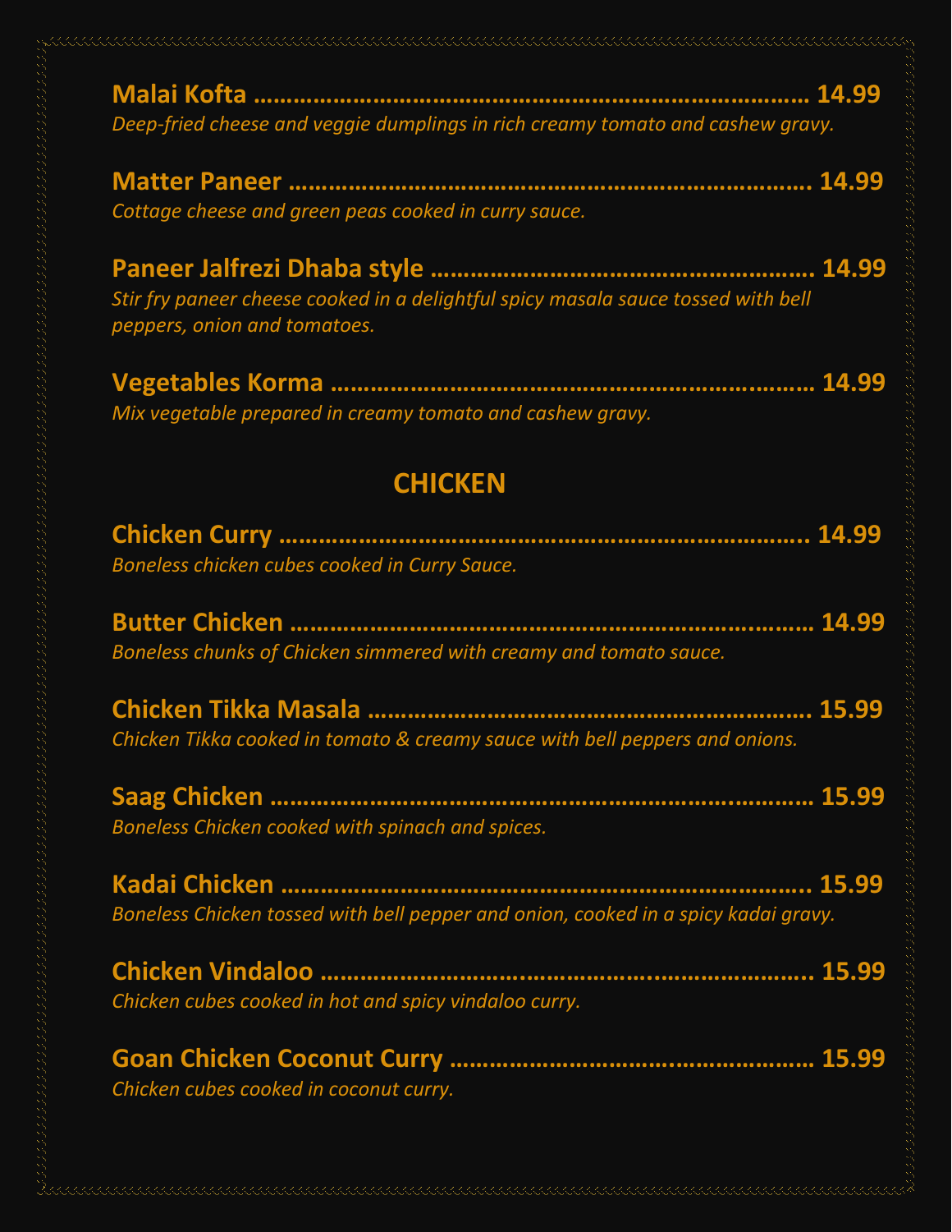**Malai Kofta ........................................................................ 14.99**
*Deep-fried cheese and veggie dumplings in rich creamy tomato and cashew gravy.*

**Matter Paneer ...................................................................... 14.99**
*Cottage cheese and green peas cooked in curry sauce.*

**Paneer Jalfrezi Dhaba style ................................................. 14.99**
*Stir fry paneer cheese cooked in a delightful spicy masala sauce tossed with bell peppers, onion and tomatoes.*

**Vegetables Korma ............................................................... 14.99**
*Mix vegetable prepared in creamy tomato and cashew gravy.*

## CHICKEN

**Chicken Curry ..................................................................... 14.99**
*Boneless chicken cubes cooked in Curry Sauce.*

**Butter Chicken ..................................................................... 14.99**
*Boneless chunks of Chicken simmered with creamy and tomato sauce.*

**Chicken Tikka Masala .......................................................... 15.99**
*Chicken Tikka cooked in tomato & creamy sauce with bell peppers and onions.*

**Saag Chicken ....................................................................... 15.99**
*Boneless Chicken cooked with spinach and spices.*

**Kadai Chicken ...................................................................... 15.99**
*Boneless Chicken tossed with bell pepper and onion, cooked in a spicy kadai gravy.*

**Chicken Vindaloo ................................................................ 15.99**
*Chicken cubes cooked in hot and spicy vindaloo curry.*

**Goan Chicken Coconut Curry ............................................. 15.99**
*Chicken cubes cooked in coconut curry.*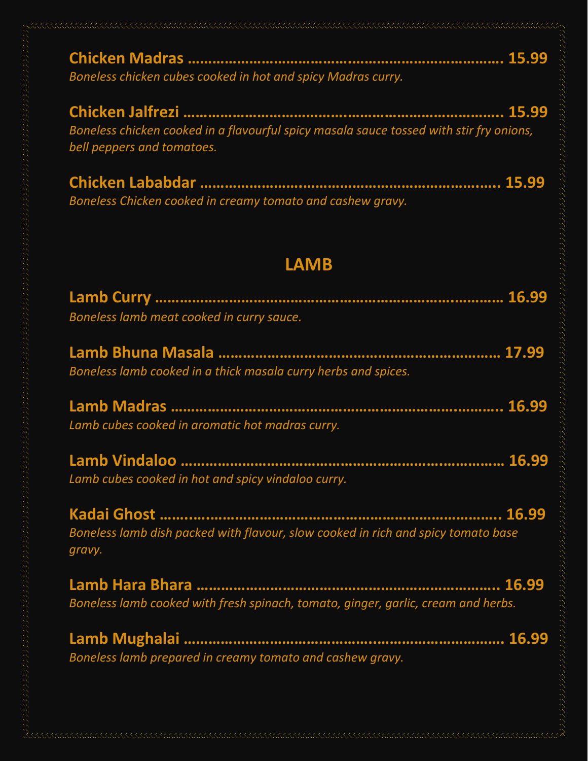**Chicken Madras ........................................................................ 15.99**
*Boneless chicken cubes cooked in hot and spicy Madras curry.*

**Chicken Jalfrezi ........................................................................ 15.99**
*Boneless chicken cooked in a flavourful spicy masala sauce tossed with stir fry onions, bell peppers and tomatoes.*

**Chicken Lababdar ........................................................................ 15.99**
*Boneless Chicken cooked in creamy tomato and cashew gravy.*

## LAMB

**Lamb Curry ........................................................................ 16.99**
*Boneless lamb meat cooked in curry sauce.*

**Lamb Bhuna Masala ........................................................................ 17.99**
*Boneless lamb cooked in a thick masala curry herbs and spices.*

**Lamb Madras ........................................................................ 16.99**
*Lamb cubes cooked in aromatic hot madras curry.*

**Lamb Vindaloo ........................................................................ 16.99**
*Lamb cubes cooked in hot and spicy vindaloo curry.*

**Kadai Ghost ........................................................................ 16.99**
*Boneless lamb dish packed with flavour, slow cooked in rich and spicy tomato base gravy.*

**Lamb Hara Bhara ........................................................................ 16.99**
*Boneless lamb cooked with fresh spinach, tomato, ginger, garlic, cream and herbs.*

**Lamb Mughalai ........................................................................ 16.99**
*Boneless lamb prepared in creamy tomato and cashew gravy.*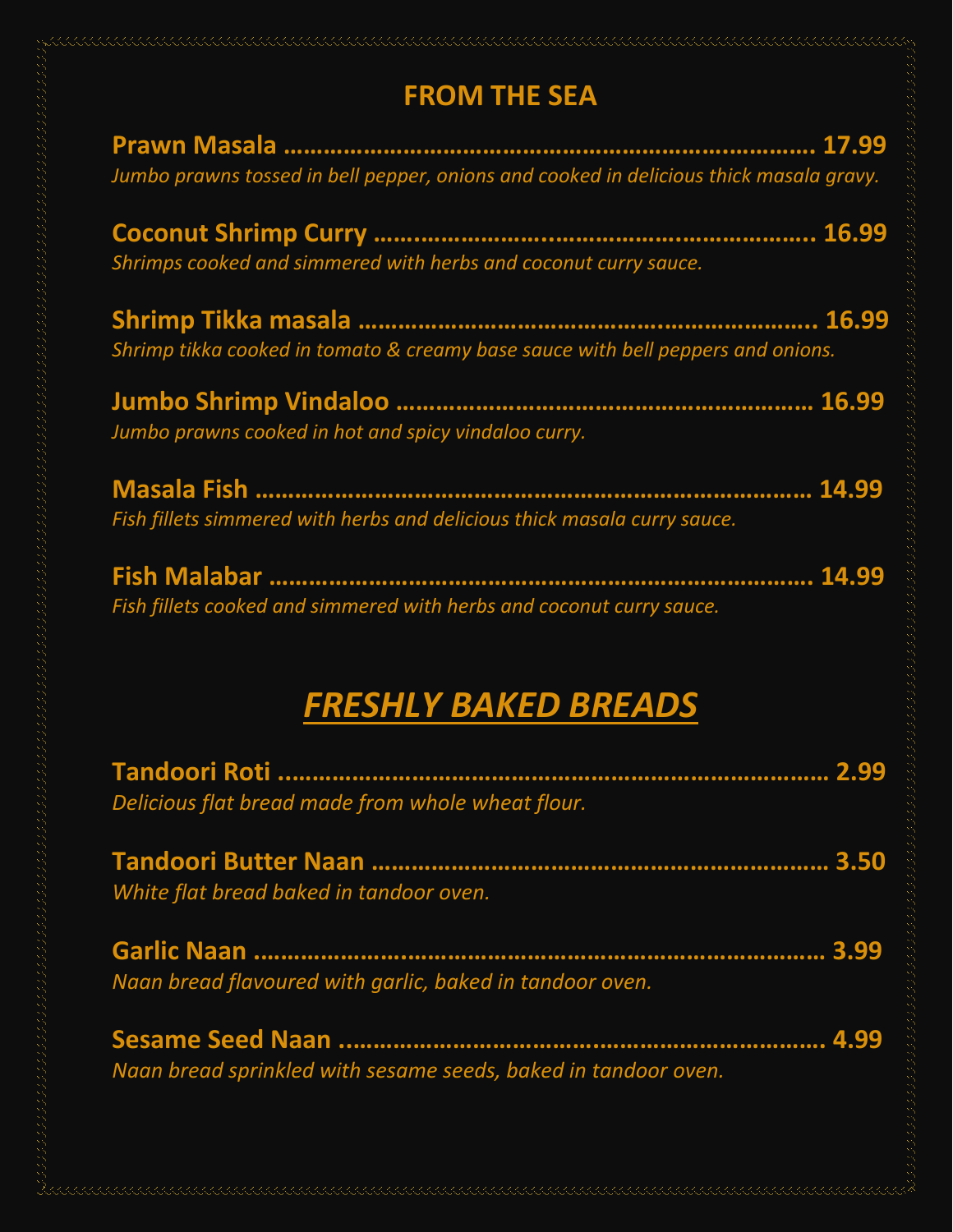## FROM THE SEA

**Prawn Masala …………………………………………………………………. 17.99**
*Jumbo prawns tossed in bell pepper, onions and cooked in delicious thick masala gravy.*

**Coconut Shrimp Curry ………………………………………………………. 16.99**
*Shrimps cooked and simmered with herbs and coconut curry sauce.*

**Shrimp Tikka masala ………………………………………………………. 16.99**
*Shrimp tikka cooked in tomato & creamy base sauce with bell peppers and onions.*

**Jumbo Shrimp Vindaloo ……………………………………………………. 16.99**
*Jumbo prawns cooked in hot and spicy vindaloo curry.*

**Masala Fish ……………………………………………………………………. 14.99**
*Fish fillets simmered with herbs and delicious thick masala curry sauce.*

**Fish Malabar …………………………………………………………………. 14.99**
*Fish fillets cooked and simmered with herbs and coconut curry sauce.*

## *FRESHLY BAKED BREADS*

**Tandoori Roti ………………………………………………………………… 2.99**
*Delicious flat bread made from whole wheat flour.*

**Tandoori Butter Naan ………………………………………………………. 3.50**
*White flat bread baked in tandoor oven.*

**Garlic Naan ……………………………………………………………………. 3.99**
*Naan bread flavoured with garlic, baked in tandoor oven.*

**Sesame Seed Naan …………………………………………………………. 4.99**
*Naan bread sprinkled with sesame seeds, baked in tandoor oven.*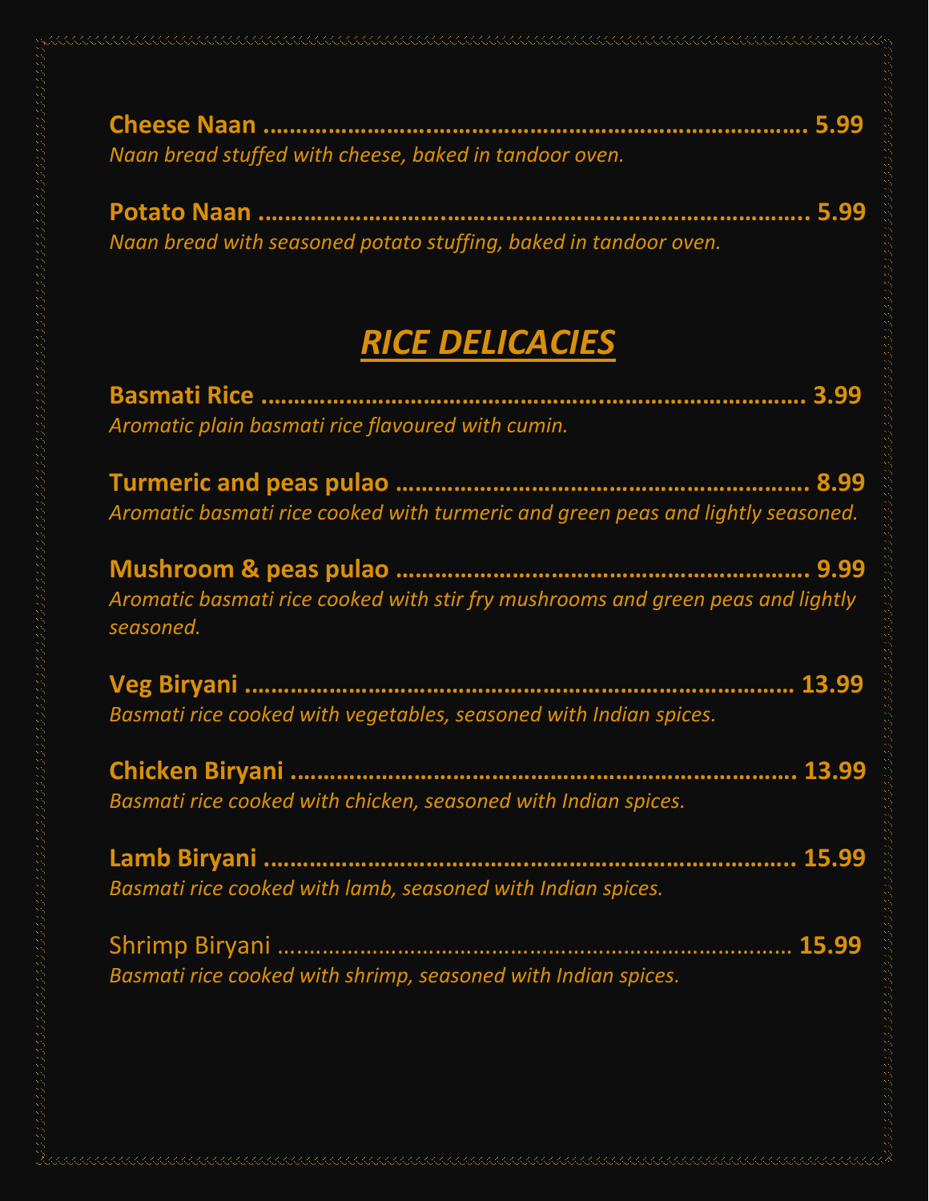**Cheese Naan ........................................................................... 5.99**
*Naan bread stuffed with cheese, baked in tandoor oven.*

**Potato Naan ........................................................................... 5.99**
*Naan bread with seasoned potato stuffing, baked in tandoor oven.*

## ***RICE DELICACIES***

**Basmati Rice ........................................................................... 3.99**
*Aromatic plain basmati rice flavoured with cumin.*

**Turmeric and peas pulao ........................................................... 8.99**
*Aromatic basmati rice cooked with turmeric and green peas and lightly seasoned.*

**Mushroom & peas pulao ............................................................. 9.99**
*Aromatic basmati rice cooked with stir fry mushrooms and green peas and lightly seasoned.*

**Veg Biryani ........................................................................... 13.99**
*Basmati rice cooked with vegetables, seasoned with Indian spices.*

**Chicken Biryani ........................................................................ 13.99**
*Basmati rice cooked with chicken, seasoned with Indian spices.*

**Lamb Biryani ........................................................................... 15.99**
*Basmati rice cooked with lamb, seasoned with Indian spices.*

Shrimp Biryani ........................................................................... **15.99**
*Basmati rice cooked with shrimp, seasoned with Indian spices.*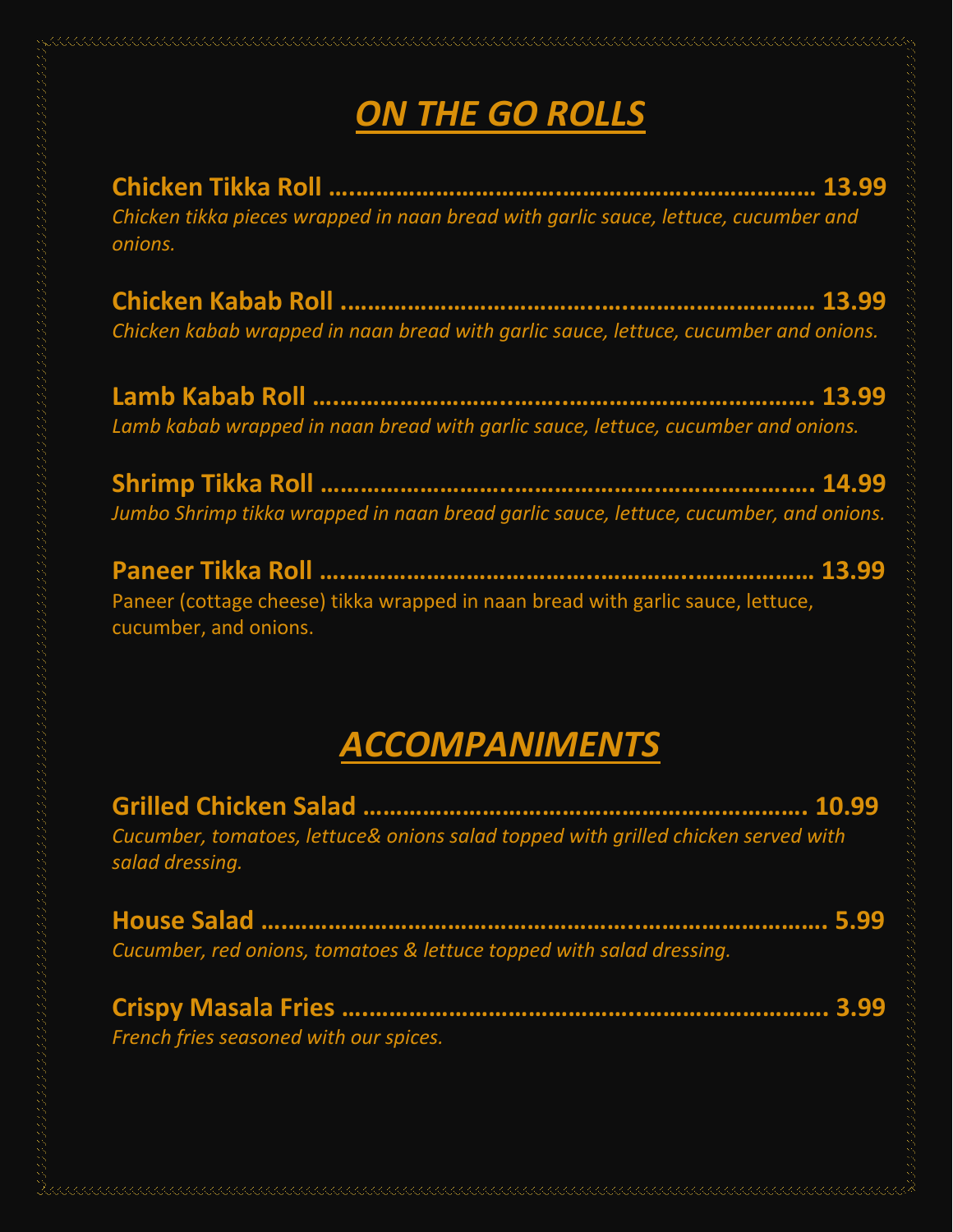# *ON THE GO ROLLS*

**Chicken Tikka Roll …………………………………………………………… 13.99**
*Chicken tikka pieces wrapped in naan bread with garlic sauce, lettuce, cucumber and onions.*

**Chicken Kabab Roll ………………………………………………………… 13.99**
*Chicken kabab wrapped in naan bread with garlic sauce, lettuce, cucumber and onions.*

**Lamb Kabab Roll …………………………………………………………… 13.99**
*Lamb kabab wrapped in naan bread with garlic sauce, lettuce, cucumber and onions.*

**Shrimp Tikka Roll ……………………………………………………………. 14.99**
*Jumbo Shrimp tikka wrapped in naan bread garlic sauce, lettuce, cucumber, and onions.*

**Paneer Tikka Roll …………………………………………………………… 13.99**
Paneer (cottage cheese) tikka wrapped in naan bread with garlic sauce, lettuce, cucumber, and onions.

# *ACCOMPANIMENTS*

**Grilled Chicken Salad ……………………………………………………. 10.99**
*Cucumber, tomatoes, lettuce& onions salad topped with grilled chicken served with salad dressing.*

**House Salad ………………………………………………………………………. 5.99**
*Cucumber, red onions, tomatoes & lettuce topped with salad dressing.*

**Crispy Masala Fries …………………………………………………………. 3.99**
*French fries seasoned with our spices.*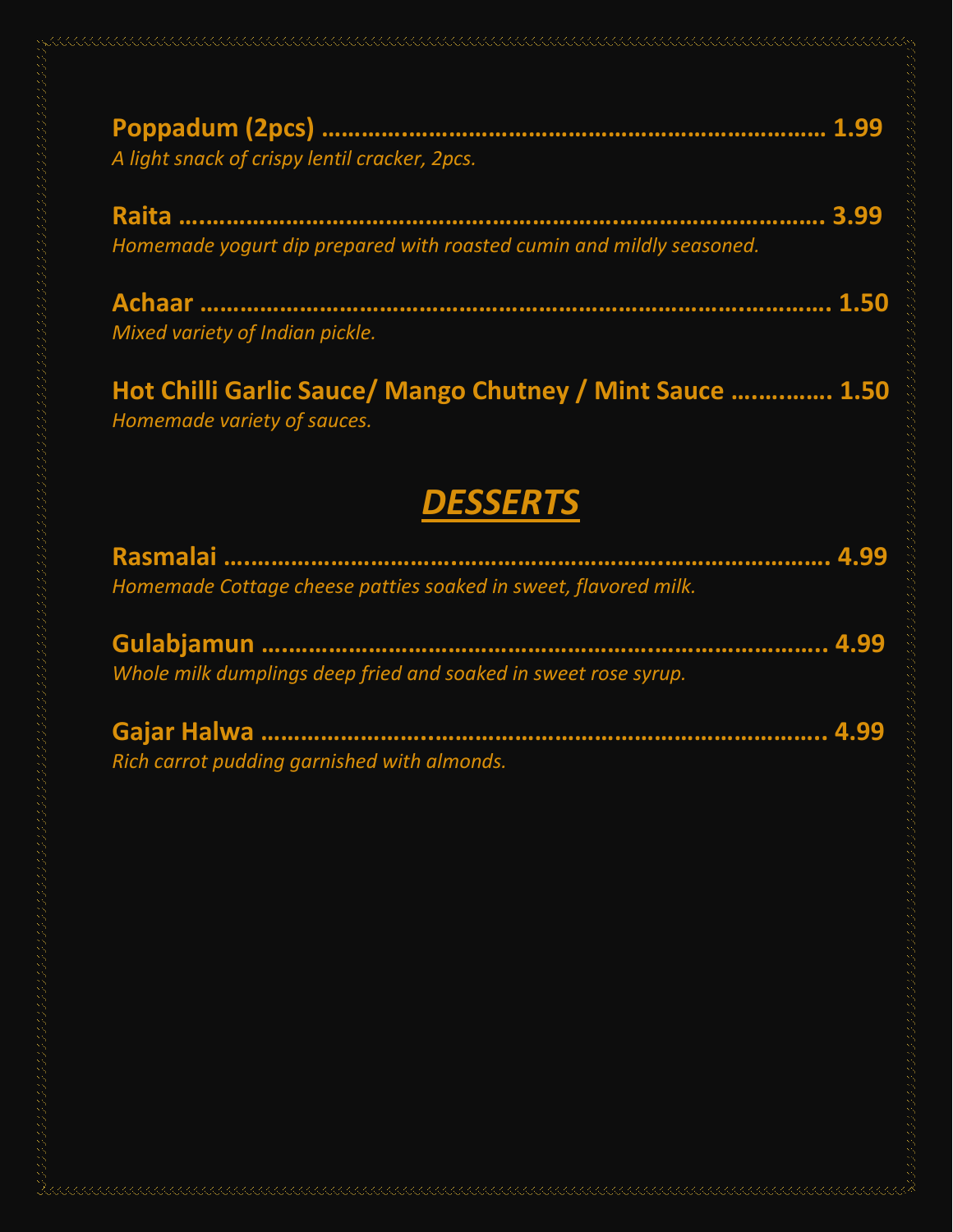**Poppadum (2pcs) ........................................................................ 1.99**
*A light snack of crispy lentil cracker, 2pcs.*

**Raita ........................................................................................ 3.99**
*Homemade yogurt dip prepared with roasted cumin and mildly seasoned.*

**Achaar ...................................................................................... 1.50**
*Mixed variety of Indian pickle.*

**Hot Chilli Garlic Sauce/ Mango Chutney / Mint Sauce .............. 1.50**
*Homemade variety of sauces.*

## ***DESSERTS***

**Rasmalai .................................................................................. 4.99**
*Homemade Cottage cheese patties soaked in sweet, flavored milk.*

**Gulabjamun ............................................................................. 4.99**
*Whole milk dumplings deep fried and soaked in sweet rose syrup.*

**Gajar Halwa ............................................................................. 4.99**
*Rich carrot pudding garnished with almonds.*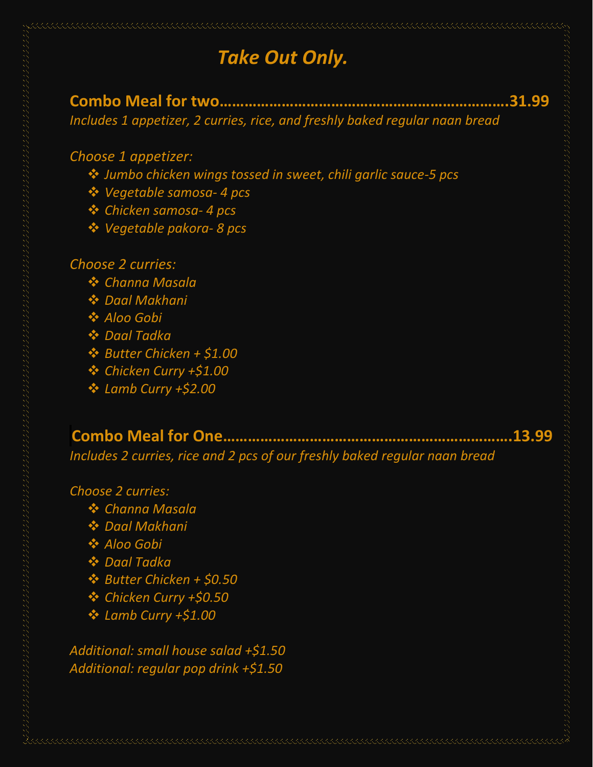# *Take Out Only.*

**Combo Meal for two………………………………………………………….31.99**

*Includes 1 appetizer, 2 curries, rice, and freshly baked regular naan bread*

*Choose 1 appetizer:*

- *Jumbo chicken wings tossed in sweet, chili garlic sauce-5 pcs*
- *Vegetable samosa- 4 pcs*
- *Chicken samosa- 4 pcs*
- *Vegetable pakora- 8 pcs*

*Choose 2 curries:*

- *Channa Masala*
- *Daal Makhani*
- *Aloo Gobi*
- *Daal Tadka*
- *Butter Chicken + $1.00*
- *Chicken Curry +$1.00*
- *Lamb Curry +$2.00*

**Combo Meal for One………………………………………………………….13.99**

*Includes 2 curries, rice and 2 pcs of our freshly baked regular naan bread*

*Choose 2 curries:*

- *Channa Masala*
- *Daal Makhani*
- *Aloo Gobi*
- *Daal Tadka*
- *Butter Chicken + $0.50*
- *Chicken Curry +$0.50*
- *Lamb Curry +$1.00*

*Additional: small house salad +$1.50*
*Additional: regular pop drink +$1.50*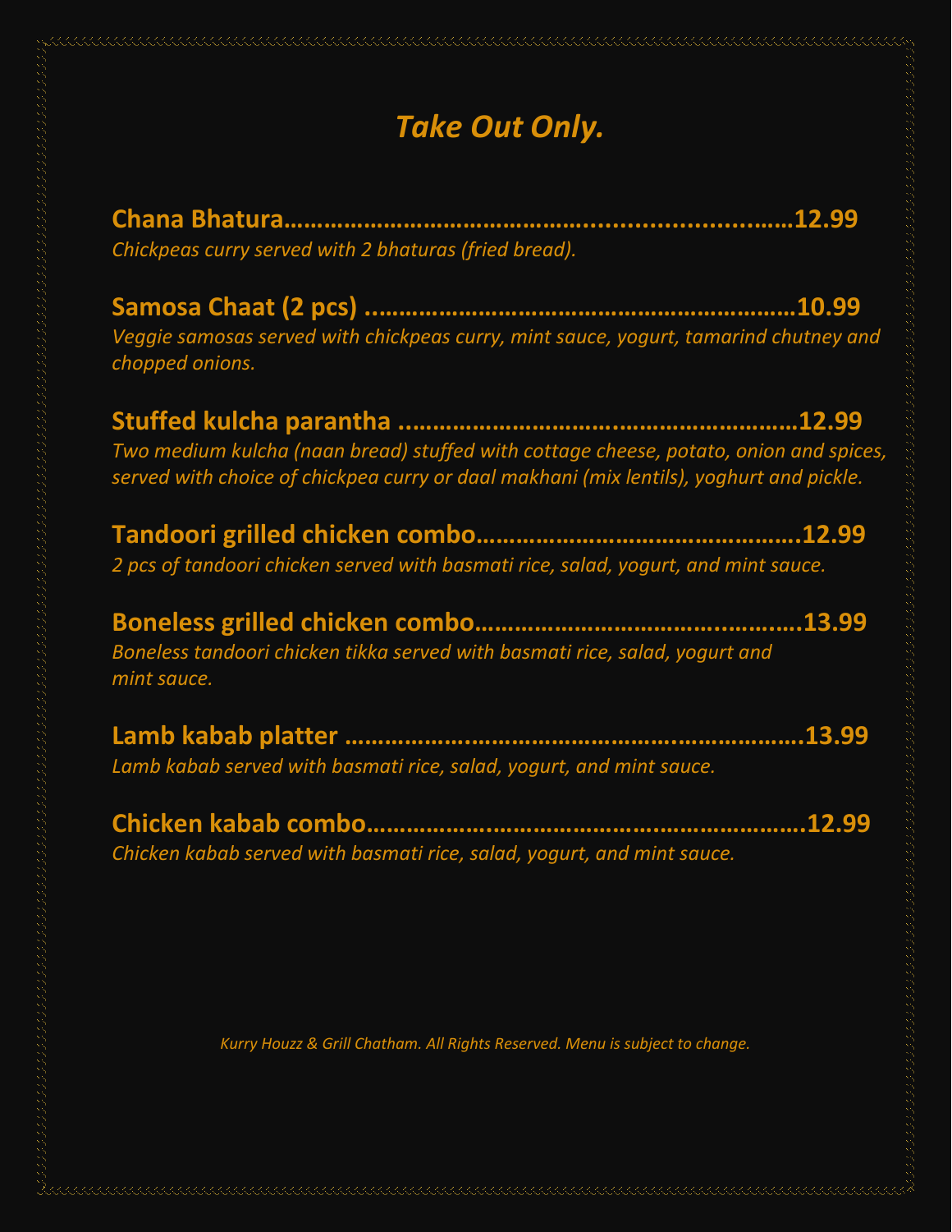# *Take Out Only.*

**Chana Bhatura……………………………………….………….………12.99**
*Chickpeas curry served with 2 bhaturas (fried bread).*

**Samosa Chaat (2 pcs) ……………………………………………………10.99**
*Veggie samosas served with chickpeas curry, mint sauce, yogurt, tamarind chutney and chopped onions.*

**Stuffed kulcha parantha ………………………..……………………12.99**
*Two medium kulcha (naan bread) stuffed with cottage cheese, potato, onion and spices, served with choice of chickpea curry or daal makhani (mix lentils), yoghurt and pickle.*

**Tandoori grilled chicken combo………………………………………..12.99**
*2 pcs of tandoori chicken served with basmati rice, salad, yogurt, and mint sauce.*

**Boneless grilled chicken combo………………………………..……..13.99**
*Boneless tandoori chicken tikka served with basmati rice, salad, yogurt and mint sauce.*

**Lamb kabab platter ………………………………………………………….13.99**
*Lamb kabab served with basmati rice, salad, yogurt, and mint sauce.*

**Chicken kabab combo……………………………………………………….12.99**
*Chicken kabab served with basmati rice, salad, yogurt, and mint sauce.*

*Kurry Houzz & Grill Chatham. All Rights Reserved. Menu is subject to change.*